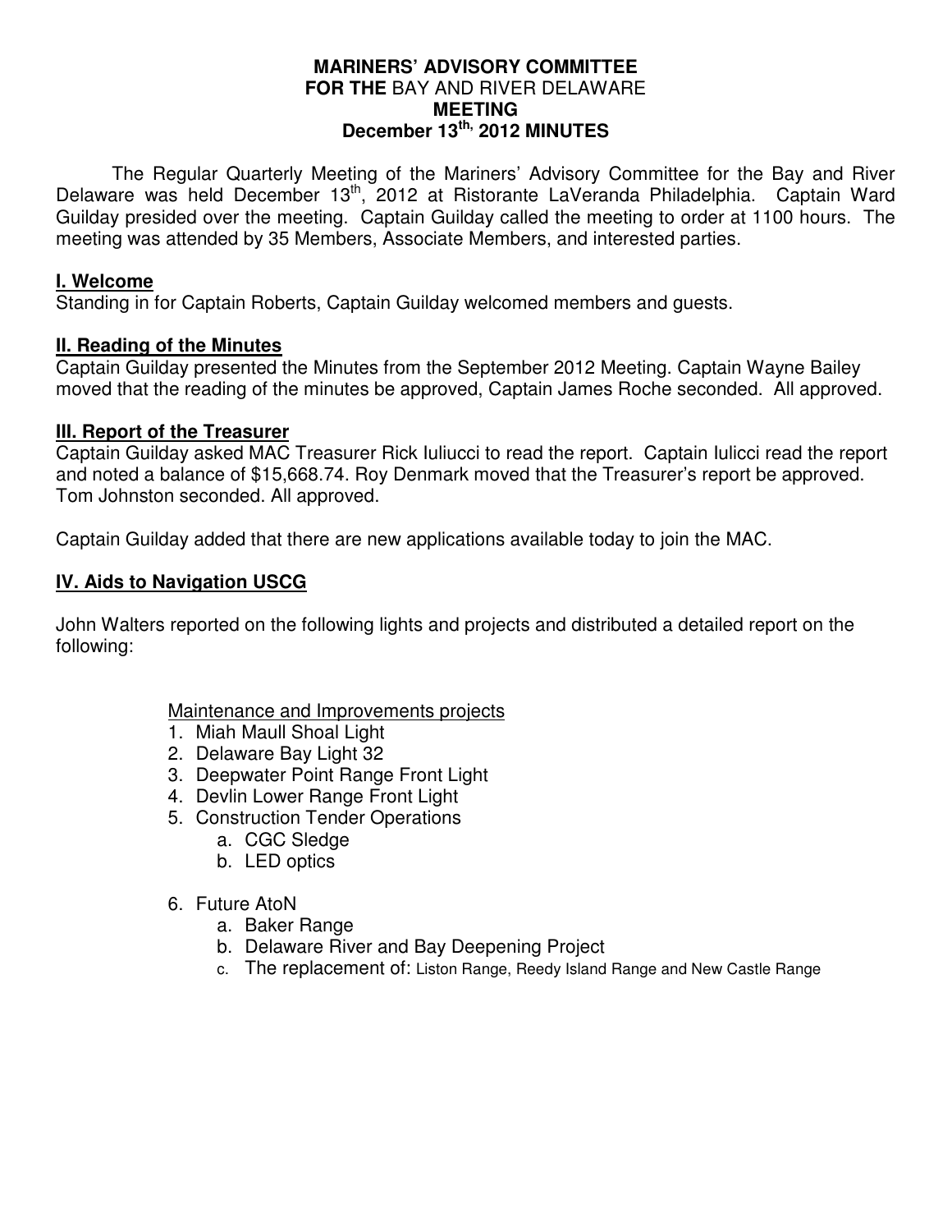# MARINERS' ADVISORY COMMITTEE
## FOR THE BAY AND RIVER DELAWARE
## MEETING
## December 13th, 2012 MINUTES

The Regular Quarterly Meeting of the Mariners' Advisory Committee for the Bay and River Delaware was held December 13th, 2012 at Ristorante LaVeranda Philadelphia. Captain Ward Guilday presided over the meeting. Captain Guilday called the meeting to order at 1100 hours. The meeting was attended by 35 Members, Associate Members, and interested parties.

### I. Welcome

Standing in for Captain Roberts, Captain Guilday welcomed members and guests.

### II. Reading of the Minutes

Captain Guilday presented the Minutes from the September 2012 Meeting. Captain Wayne Bailey moved that the reading of the minutes be approved, Captain James Roche seconded. All approved.

### III. Report of the Treasurer

Captain Guilday asked MAC Treasurer Rick Iuliucci to read the report. Captain Iulicci read the report and noted a balance of $15,668.74. Roy Denmark moved that the Treasurer's report be approved. Tom Johnston seconded. All approved.

Captain Guilday added that there are new applications available today to join the MAC.

### IV. Aids to Navigation USCG

John Walters reported on the following lights and projects and distributed a detailed report on the following:

Maintenance and Improvements projects

1. Miah Maull Shoal Light
2. Delaware Bay Light 32
3. Deepwater Point Range Front Light
4. Devlin Lower Range Front Light
5. Construction Tender Operations
   a. CGC Sledge
   b. LED optics
6. Future AtoN
   a. Baker Range
   b. Delaware River and Bay Deepening Project
   c. The replacement of: Liston Range, Reedy Island Range and New Castle Range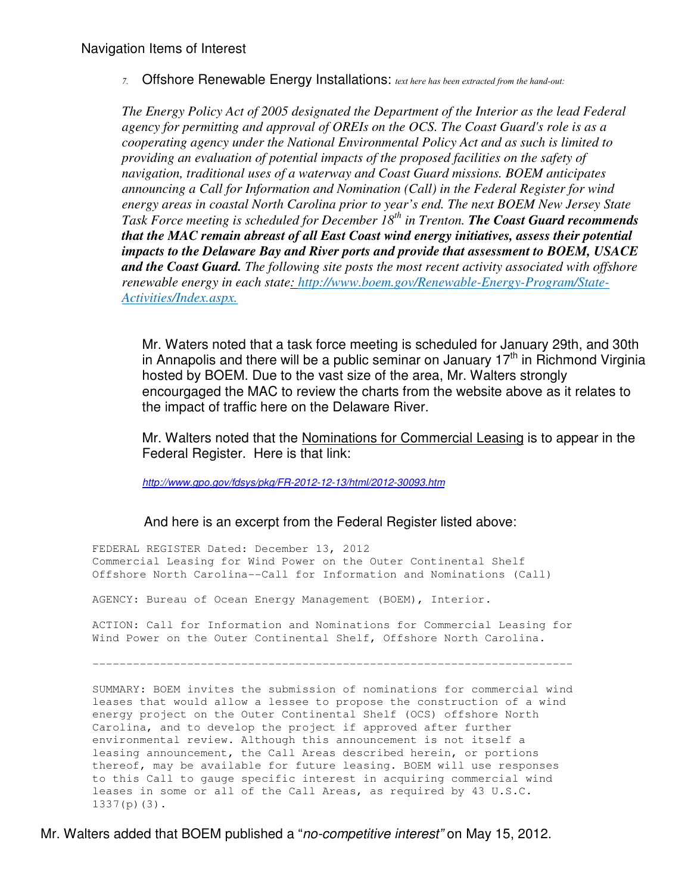Navigation Items of Interest

7. Offshore Renewable Energy Installations: *text here has been extracted from the hand-out:*

*The Energy Policy Act of 2005 designated the Department of the Interior as the lead Federal agency for permitting and approval of OREIs on the OCS. The Coast Guard's role is as a cooperating agency under the National Environmental Policy Act and as such is limited to providing an evaluation of potential impacts of the proposed facilities on the safety of navigation, traditional uses of a waterway and Coast Guard missions. BOEM anticipates announcing a Call for Information and Nomination (Call) in the Federal Register for wind energy areas in coastal North Carolina prior to year's end. The next BOEM New Jersey State Task Force meeting is scheduled for December 18th in Trenton.* ***The Coast Guard recommends that the MAC remain abreast of all East Coast wind energy initiatives, assess their potential impacts to the Delaware Bay and River ports and provide that assessment to BOEM, USACE and the Coast Guard.*** *The following site posts the most recent activity associated with offshore renewable energy in each state: http://www.boem.gov/Renewable-Energy-Program/State-Activities/Index.aspx.*

Mr. Waters noted that a task force meeting is scheduled for January 29th, and 30th in Annapolis and there will be a public seminar on January 17th in Richmond Virginia hosted by BOEM. Due to the vast size of the area, Mr. Walters strongly encourgaged the MAC to review the charts from the website above as it relates to the impact of traffic here on the Delaware River.

Mr. Walters noted that the Nominations for Commercial Leasing is to appear in the Federal Register. Here is that link:

*http://www.gpo.gov/fdsys/pkg/FR-2012-12-13/html/2012-30093.htm*

And here is an excerpt from the Federal Register listed above:

```
FEDERAL REGISTER Dated: December 13, 2012
Commercial Leasing for Wind Power on the Outer Continental Shelf
Offshore North Carolina--Call for Information and Nominations (Call)

AGENCY: Bureau of Ocean Energy Management (BOEM), Interior.

ACTION: Call for Information and Nominations for Commercial Leasing for
Wind Power on the Outer Continental Shelf, Offshore North Carolina.

-----------------------------------------------------------------------

SUMMARY: BOEM invites the submission of nominations for commercial wind
leases that would allow a lessee to propose the construction of a wind
energy project on the Outer Continental Shelf (OCS) offshore North
Carolina, and to develop the project if approved after further
environmental review. Although this announcement is not itself a
leasing announcement, the Call Areas described herein, or portions
thereof, may be available for future leasing. BOEM will use responses
to this Call to gauge specific interest in acquiring commercial wind
leases in some or all of the Call Areas, as required by 43 U.S.C.
1337(p)(3).
```

Mr. Walters added that BOEM published a "*no-competitive interest"* on May 15, 2012.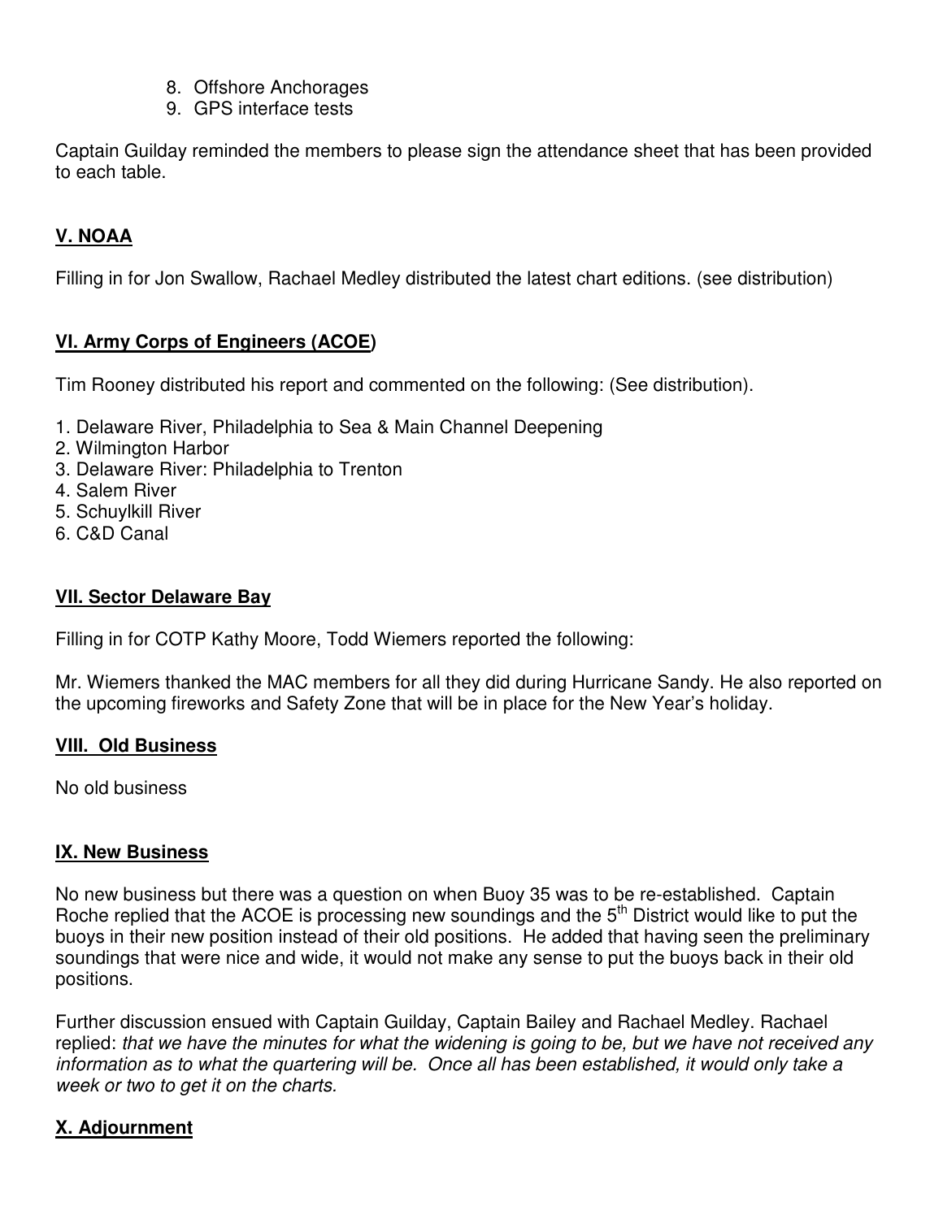8. Offshore Anchorages
9. GPS interface tests

Captain Guilday reminded the members to please sign the attendance sheet that has been provided to each table.

## V. NOAA

Filling in for Jon Swallow, Rachael Medley distributed the latest chart editions. (see distribution)

## VI. Army Corps of Engineers (ACOE)

Tim Rooney distributed his report and commented on the following: (See distribution).

1. Delaware River, Philadelphia to Sea & Main Channel Deepening
2. Wilmington Harbor
3. Delaware River: Philadelphia to Trenton
4. Salem River
5. Schuylkill River
6. C&D Canal

## VII. Sector Delaware Bay

Filling in for COTP Kathy Moore, Todd Wiemers reported the following:

Mr. Wiemers thanked the MAC members for all they did during Hurricane Sandy. He also reported on the upcoming fireworks and Safety Zone that will be in place for the New Year's holiday.

## VIII. Old Business

No old business

## IX. New Business

No new business but there was a question on when Buoy 35 was to be re-established. Captain Roche replied that the ACOE is processing new soundings and the 5th District would like to put the buoys in their new position instead of their old positions. He added that having seen the preliminary soundings that were nice and wide, it would not make any sense to put the buoys back in their old positions.

Further discussion ensued with Captain Guilday, Captain Bailey and Rachael Medley. Rachael replied: *that we have the minutes for what the widening is going to be, but we have not received any information as to what the quartering will be. Once all has been established, it would only take a week or two to get it on the charts.*

## X. Adjournment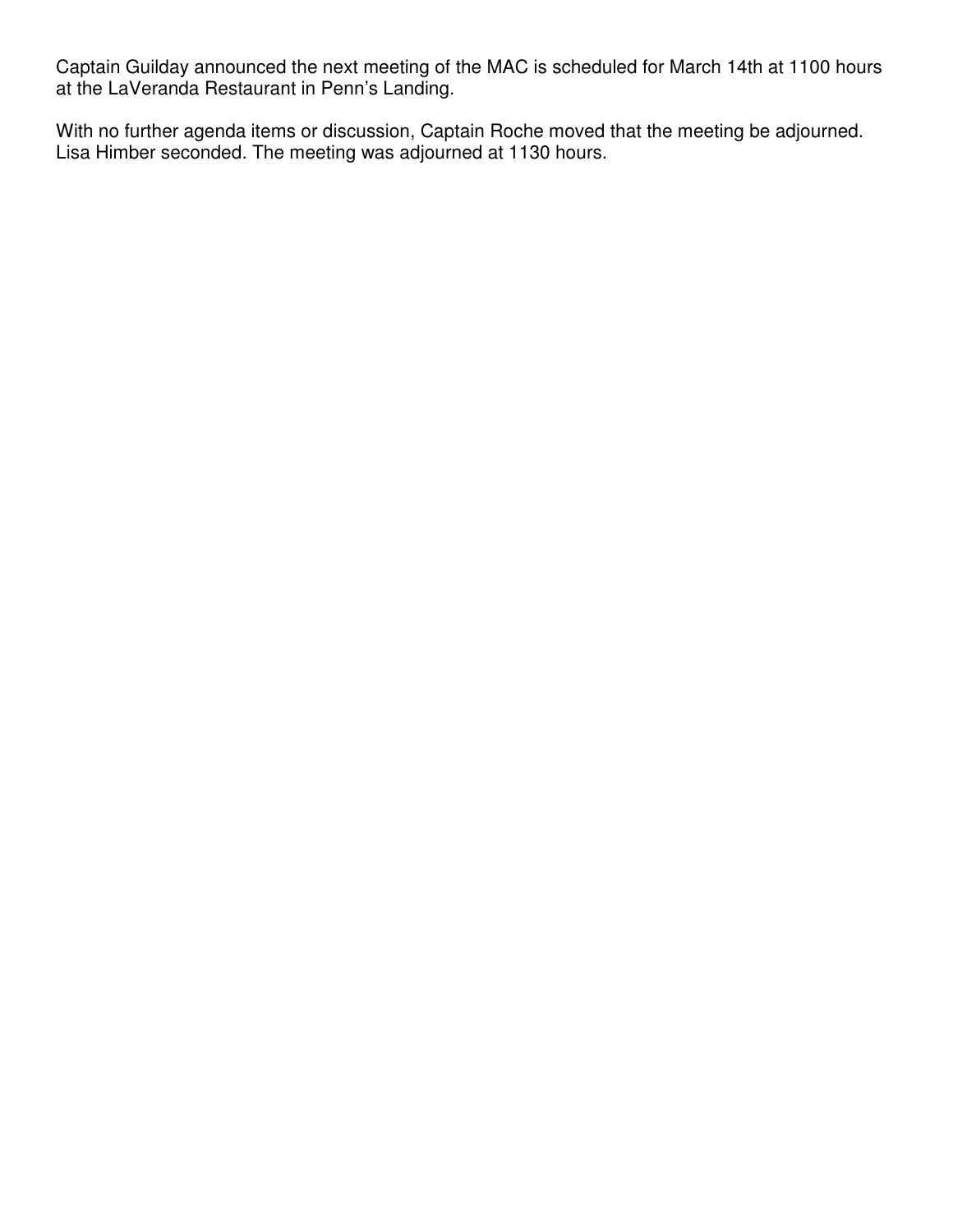Captain Guilday announced the next meeting of the MAC is scheduled for March 14th at 1100 hours at the LaVeranda Restaurant in Penn's Landing.

With no further agenda items or discussion, Captain Roche moved that the meeting be adjourned. Lisa Himber seconded. The meeting was adjourned at 1130 hours.